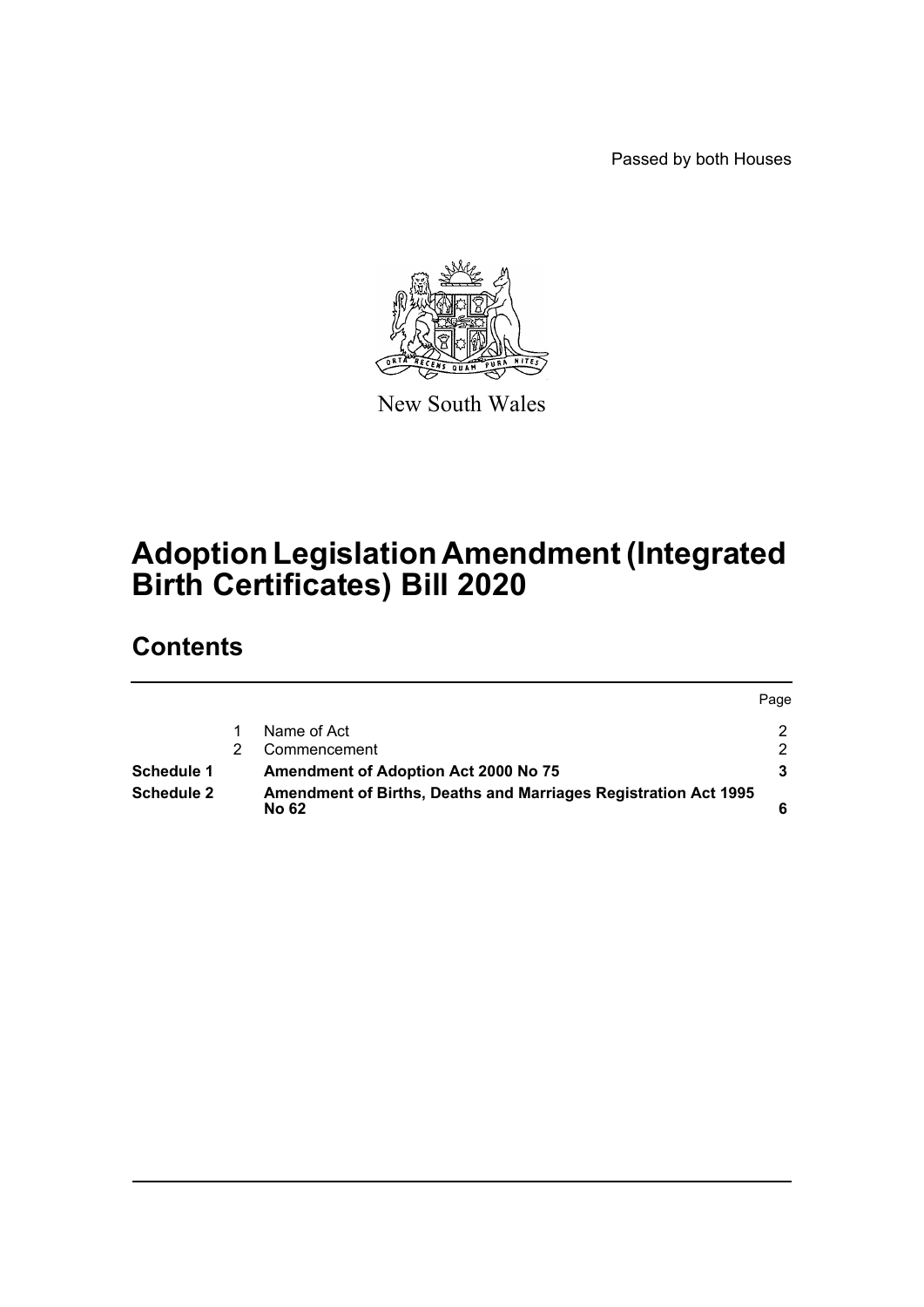Passed by both Houses

New South Wales

# Adoption Legislation Amendment (Integrated Birth Certificates) Bill 2020

## Contents

| | | | Page |
|---|---|---|---|
| | 1 | Name of Act | 2 |
| | 2 | Commencement | 2 |
| **Schedule 1** | | **Amendment of Adoption Act 2000 No 75** | **3** |
| **Schedule 2** | | **Amendment of Births, Deaths and Marriages Registration Act 1995 No 62** | **6** |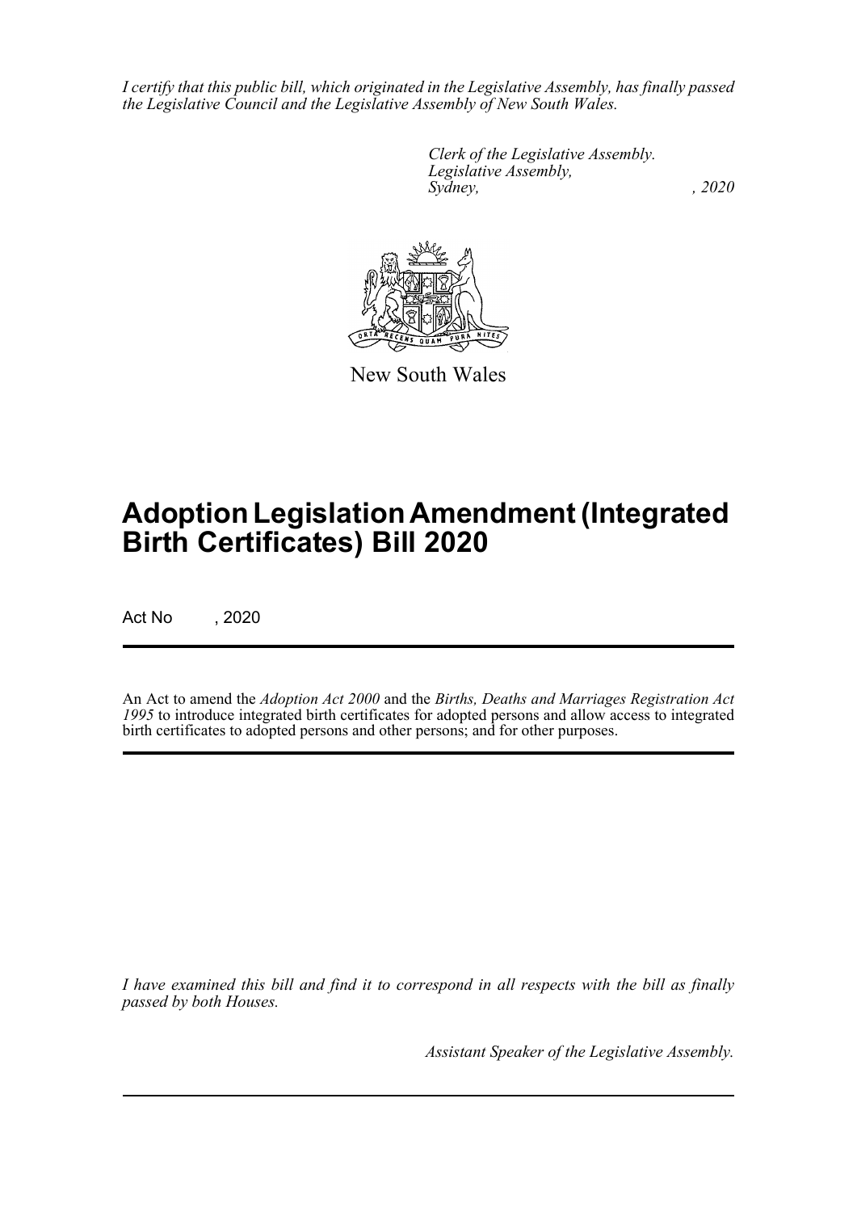*I certify that this public bill, which originated in the Legislative Assembly, has finally passed the Legislative Council and the Legislative Assembly of New South Wales.*

*Clerk of the Legislative Assembly.*
*Legislative Assembly,*
*Sydney, , 2020*

New South Wales

# Adoption Legislation Amendment (Integrated Birth Certificates) Bill 2020

Act No , 2020

An Act to amend the *Adoption Act 2000* and the *Births, Deaths and Marriages Registration Act 1995* to introduce integrated birth certificates for adopted persons and allow access to integrated birth certificates to adopted persons and other persons; and for other purposes.

*I have examined this bill and find it to correspond in all respects with the bill as finally passed by both Houses.*

*Assistant Speaker of the Legislative Assembly.*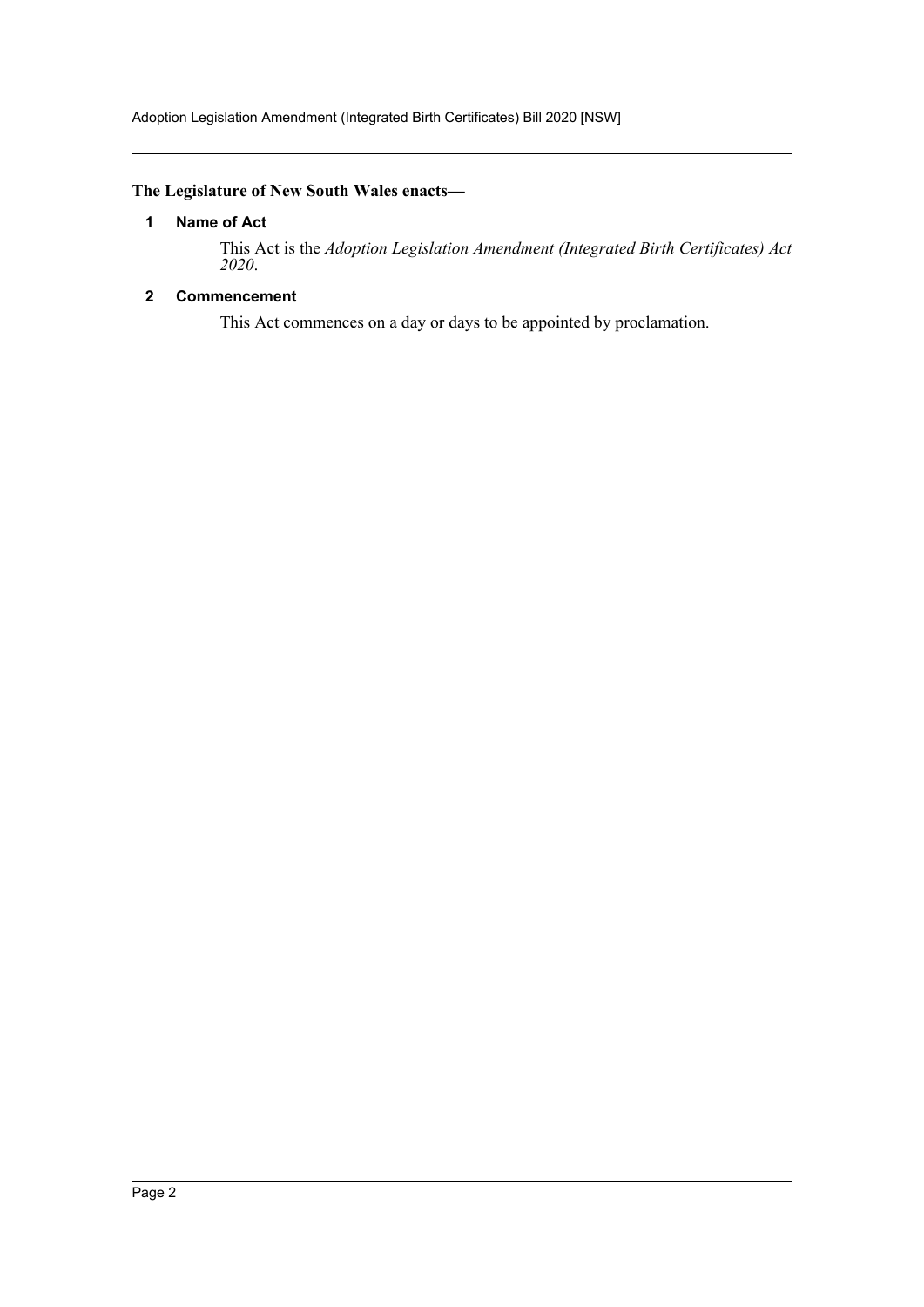**The Legislature of New South Wales enacts—**

## 1 Name of Act

This Act is the *Adoption Legislation Amendment (Integrated Birth Certificates) Act 2020*.

## 2 Commencement

This Act commences on a day or days to be appointed by proclamation.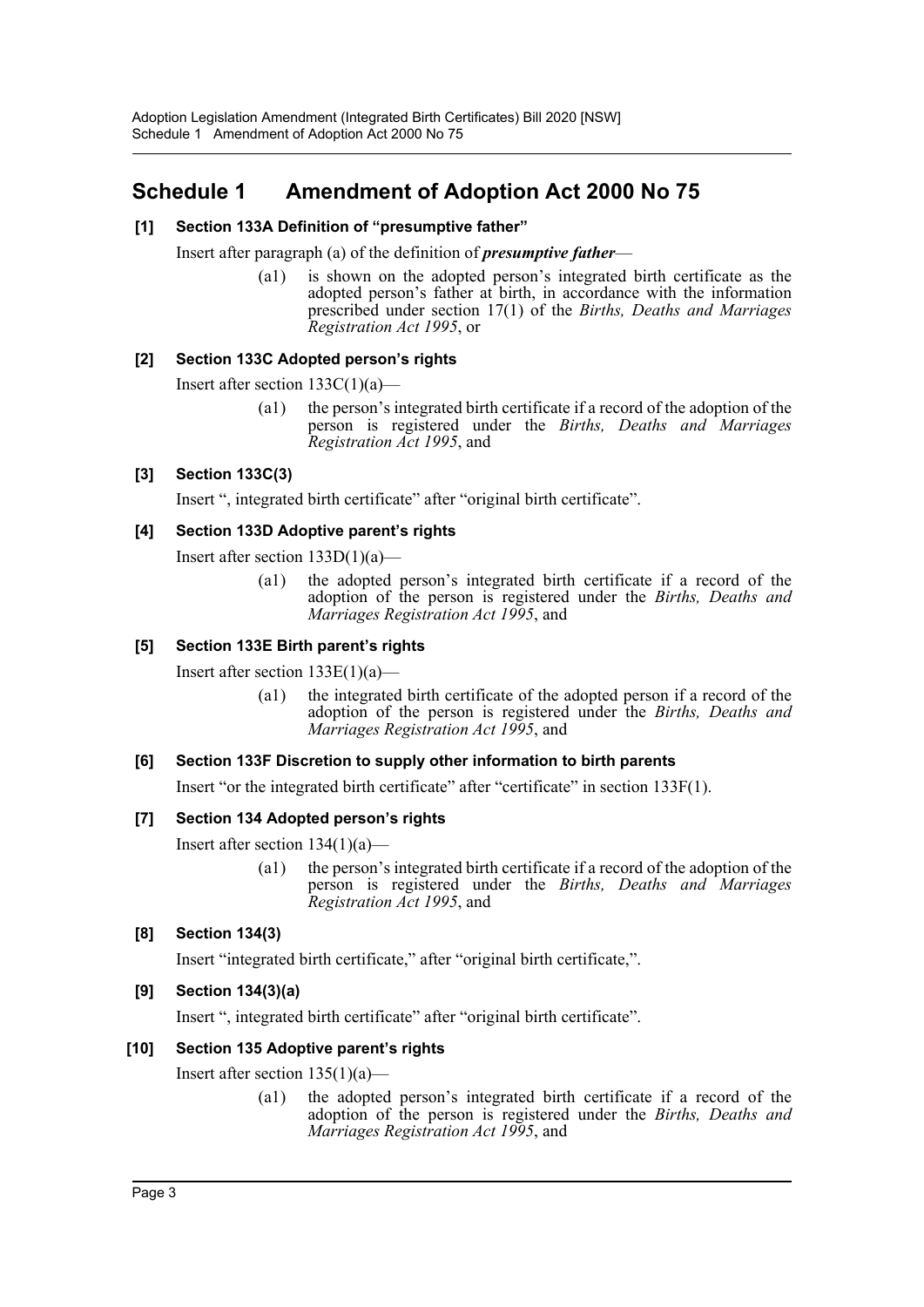# Schedule 1 Amendment of Adoption Act 2000 No 75

**[1] Section 133A Definition of "presumptive father"**

Insert after paragraph (a) of the definition of ***presumptive father***—

> (a1) is shown on the adopted person's integrated birth certificate as the adopted person's father at birth, in accordance with the information prescribed under section 17(1) of the *Births, Deaths and Marriages Registration Act 1995*, or

**[2] Section 133C Adopted person's rights**

Insert after section 133C(1)(a)—

> (a1) the person's integrated birth certificate if a record of the adoption of the person is registered under the *Births, Deaths and Marriages Registration Act 1995*, and

**[3] Section 133C(3)**

Insert ", integrated birth certificate" after "original birth certificate".

**[4] Section 133D Adoptive parent's rights**

Insert after section 133D(1)(a)—

> (a1) the adopted person's integrated birth certificate if a record of the adoption of the person is registered under the *Births, Deaths and Marriages Registration Act 1995*, and

**[5] Section 133E Birth parent's rights**

Insert after section 133E(1)(a)—

> (a1) the integrated birth certificate of the adopted person if a record of the adoption of the person is registered under the *Births, Deaths and Marriages Registration Act 1995*, and

**[6] Section 133F Discretion to supply other information to birth parents**

Insert "or the integrated birth certificate" after "certificate" in section 133F(1).

**[7] Section 134 Adopted person's rights**

Insert after section 134(1)(a)—

> (a1) the person's integrated birth certificate if a record of the adoption of the person is registered under the *Births, Deaths and Marriages Registration Act 1995*, and

**[8] Section 134(3)**

Insert "integrated birth certificate," after "original birth certificate,".

**[9] Section 134(3)(a)**

Insert ", integrated birth certificate" after "original birth certificate".

**[10] Section 135 Adoptive parent's rights**

Insert after section 135(1)(a)—

> (a1) the adopted person's integrated birth certificate if a record of the adoption of the person is registered under the *Births, Deaths and Marriages Registration Act 1995*, and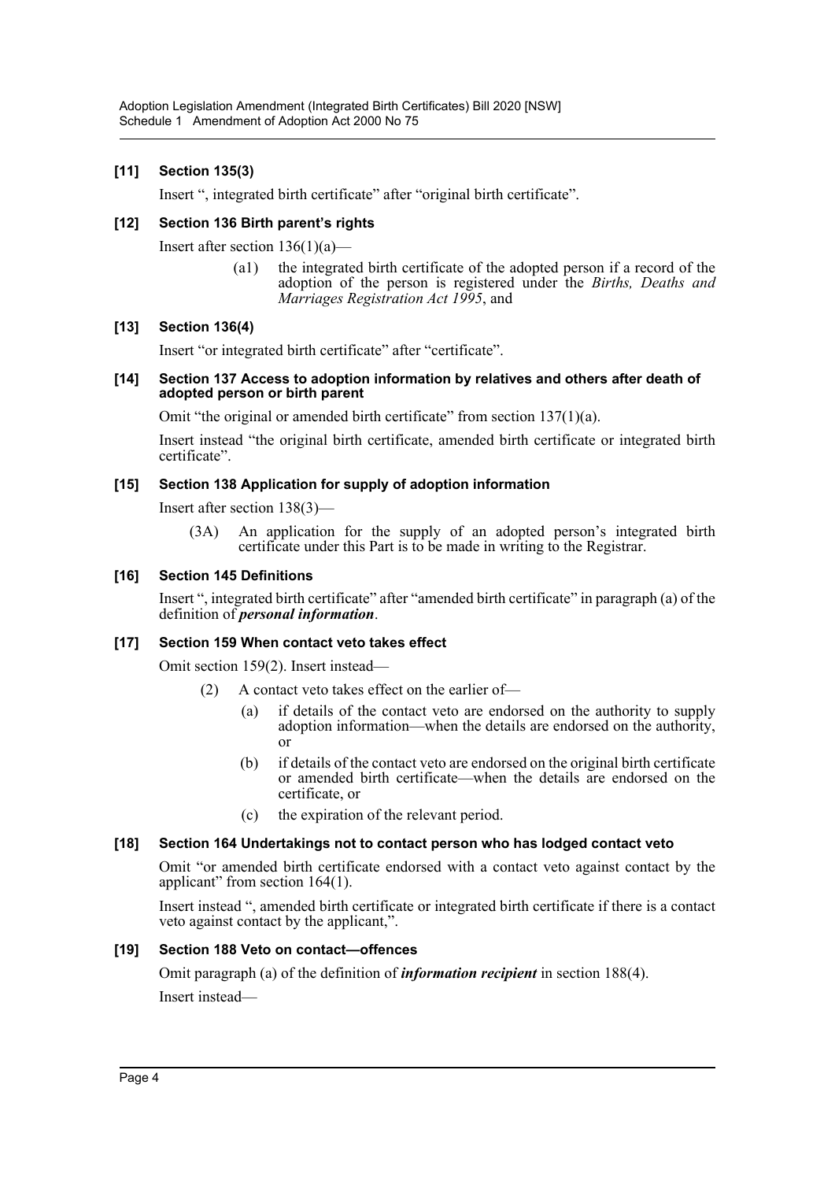### [11] Section 135(3)

Insert ", integrated birth certificate" after "original birth certificate".

### [12] Section 136 Birth parent's rights

Insert after section 136(1)(a)—

> (a1) the integrated birth certificate of the adopted person if a record of the adoption of the person is registered under the *Births, Deaths and Marriages Registration Act 1995*, and

### [13] Section 136(4)

Insert "or integrated birth certificate" after "certificate".

### [14] Section 137 Access to adoption information by relatives and others after death of adopted person or birth parent

Omit "the original or amended birth certificate" from section 137(1)(a).

Insert instead "the original birth certificate, amended birth certificate or integrated birth certificate".

### [15] Section 138 Application for supply of adoption information

Insert after section 138(3)—

> (3A) An application for the supply of an adopted person's integrated birth certificate under this Part is to be made in writing to the Registrar.

### [16] Section 145 Definitions

Insert ", integrated birth certificate" after "amended birth certificate" in paragraph (a) of the definition of ***personal information***.

### [17] Section 159 When contact veto takes effect

Omit section 159(2). Insert instead—

> (2) A contact veto takes effect on the earlier of—
>
> (a) if details of the contact veto are endorsed on the authority to supply adoption information—when the details are endorsed on the authority, or
>
> (b) if details of the contact veto are endorsed on the original birth certificate or amended birth certificate—when the details are endorsed on the certificate, or
>
> (c) the expiration of the relevant period.

### [18] Section 164 Undertakings not to contact person who has lodged contact veto

Omit "or amended birth certificate endorsed with a contact veto against contact by the applicant" from section 164(1).

Insert instead ", amended birth certificate or integrated birth certificate if there is a contact veto against contact by the applicant,".

### [19] Section 188 Veto on contact—offences

Omit paragraph (a) of the definition of ***information recipient*** in section 188(4).

Insert instead—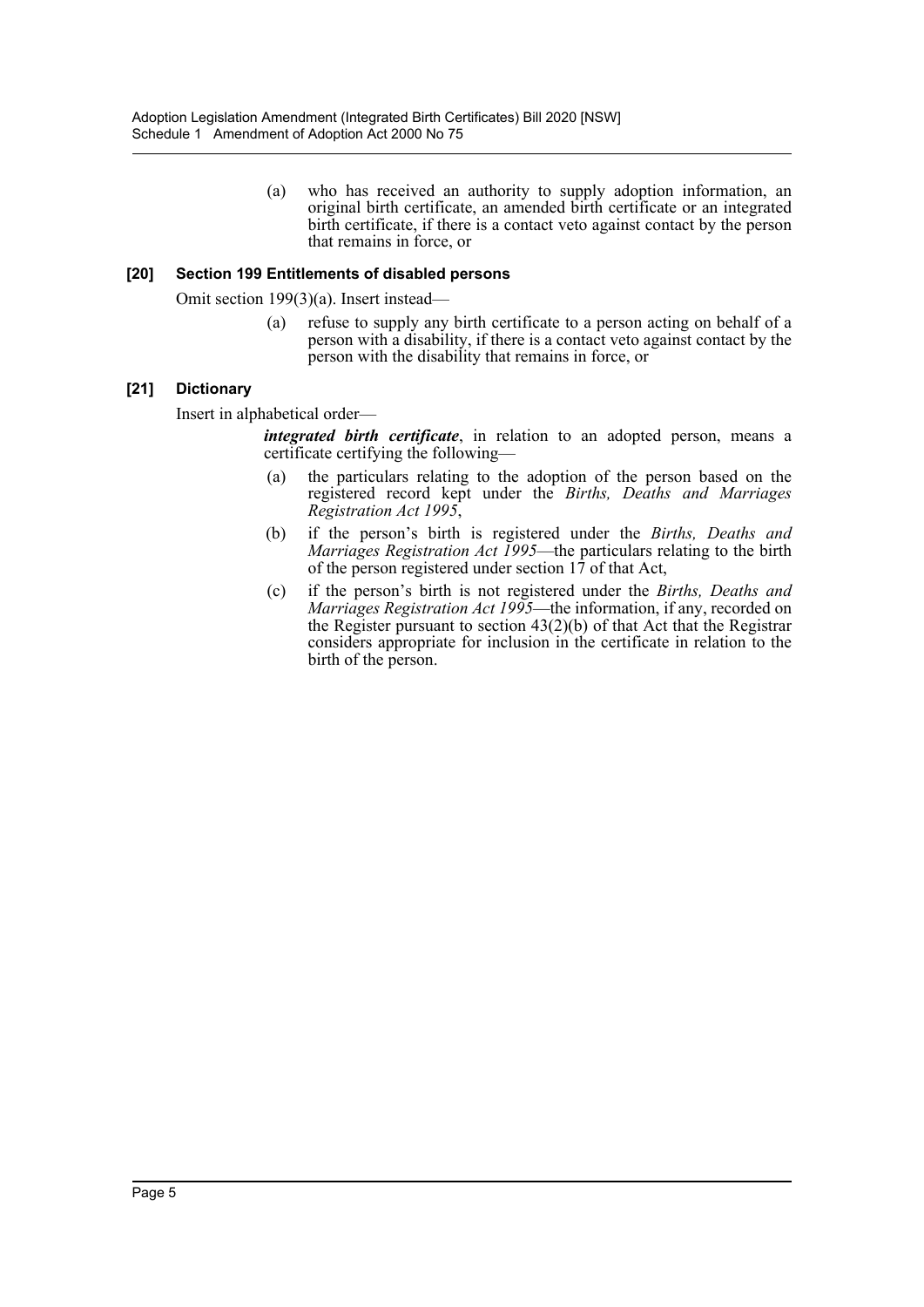(a) who has received an authority to supply adoption information, an original birth certificate, an amended birth certificate or an integrated birth certificate, if there is a contact veto against contact by the person that remains in force, or

### [20] Section 199 Entitlements of disabled persons

Omit section 199(3)(a). Insert instead—

(a) refuse to supply any birth certificate to a person acting on behalf of a person with a disability, if there is a contact veto against contact by the person with the disability that remains in force, or

### [21] Dictionary

Insert in alphabetical order—

***integrated birth certificate***, in relation to an adopted person, means a certificate certifying the following—

(a) the particulars relating to the adoption of the person based on the registered record kept under the *Births, Deaths and Marriages Registration Act 1995*,

(b) if the person's birth is registered under the *Births, Deaths and Marriages Registration Act 1995*—the particulars relating to the birth of the person registered under section 17 of that Act,

(c) if the person's birth is not registered under the *Births, Deaths and Marriages Registration Act 1995*—the information, if any, recorded on the Register pursuant to section 43(2)(b) of that Act that the Registrar considers appropriate for inclusion in the certificate in relation to the birth of the person.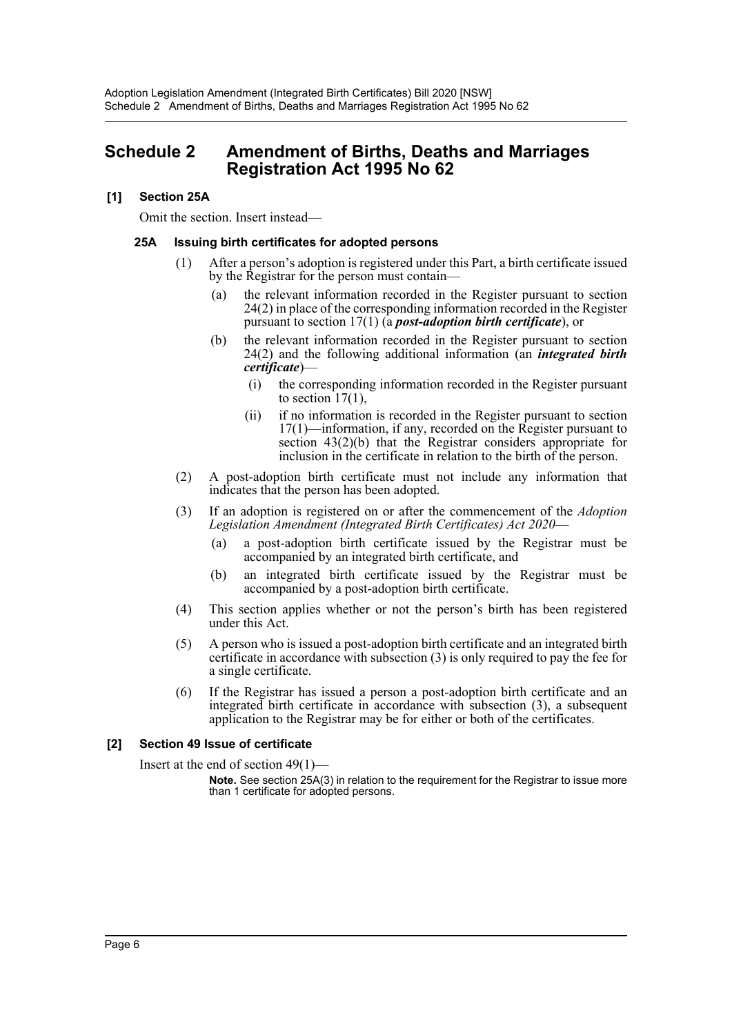# Schedule 2 Amendment of Births, Deaths and Marriages Registration Act 1995 No 62

## [1] Section 25A

Omit the section. Insert instead—

### 25A Issuing birth certificates for adopted persons

(1) After a person's adoption is registered under this Part, a birth certificate issued by the Registrar for the person must contain—

(a) the relevant information recorded in the Register pursuant to section 24(2) in place of the corresponding information recorded in the Register pursuant to section 17(1) (a ***post-adoption birth certificate***), or

(b) the relevant information recorded in the Register pursuant to section 24(2) and the following additional information (an ***integrated birth certificate***)—

(i) the corresponding information recorded in the Register pursuant to section 17(1),

(ii) if no information is recorded in the Register pursuant to section 17(1)—information, if any, recorded on the Register pursuant to section 43(2)(b) that the Registrar considers appropriate for inclusion in the certificate in relation to the birth of the person.

(2) A post-adoption birth certificate must not include any information that indicates that the person has been adopted.

(3) If an adoption is registered on or after the commencement of the *Adoption Legislation Amendment (Integrated Birth Certificates) Act 2020*—

(a) a post-adoption birth certificate issued by the Registrar must be accompanied by an integrated birth certificate, and

(b) an integrated birth certificate issued by the Registrar must be accompanied by a post-adoption birth certificate.

(4) This section applies whether or not the person's birth has been registered under this Act.

(5) A person who is issued a post-adoption birth certificate and an integrated birth certificate in accordance with subsection (3) is only required to pay the fee for a single certificate.

(6) If the Registrar has issued a person a post-adoption birth certificate and an integrated birth certificate in accordance with subsection (3), a subsequent application to the Registrar may be for either or both of the certificates.

## [2] Section 49 Issue of certificate

Insert at the end of section 49(1)—

**Note.** See section 25A(3) in relation to the requirement for the Registrar to issue more than 1 certificate for adopted persons.